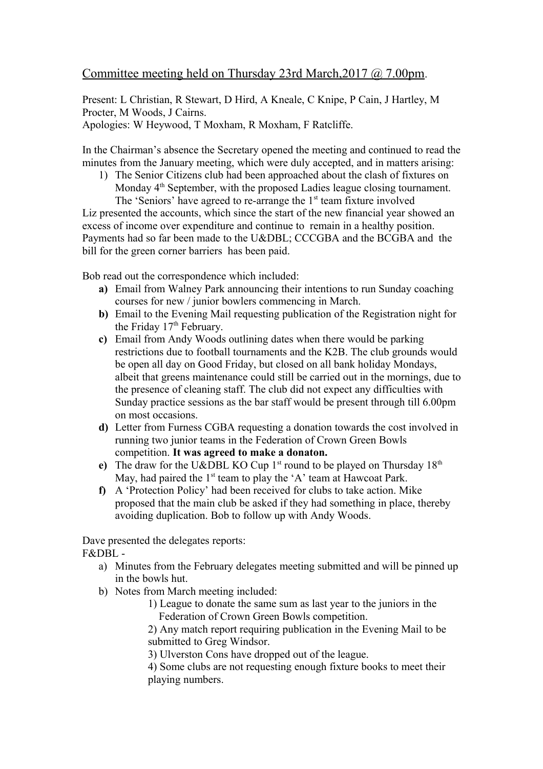Committee meeting held on Thursday 23rd March,2017 @ 7.00pm.

Present: L Christian, R Stewart, D Hird, A Kneale, C Knipe, P Cain, J Hartley, M Procter, M Woods, J Cairns.
Apologies: W Heywood, T Moxham, R Moxham, F Ratcliffe.

In the Chairman's absence the Secretary opened the meeting and continued to read the minutes from the January meeting, which were duly accepted, and in matters arising:

1) The Senior Citizens club had been approached about the clash of fixtures on Monday 4th September, with the proposed Ladies league closing tournament. The 'Seniors' have agreed to re-arrange the 1st team fixture involved

Liz presented the accounts, which since the start of the new financial year showed an excess of income over expenditure and continue to remain in a healthy position. Payments had so far been made to the U&DBL; CCCGBA and the BCGBA and the bill for the green corner barriers has been paid.

Bob read out the correspondence which included:

**a)** Email from Walney Park announcing their intentions to run Sunday coaching courses for new / junior bowlers commencing in March.

**b)** Email to the Evening Mail requesting publication of the Registration night for the Friday 17th February.

**c)** Email from Andy Woods outlining dates when there would be parking restrictions due to football tournaments and the K2B. The club grounds would be open all day on Good Friday, but closed on all bank holiday Mondays, albeit that greens maintenance could still be carried out in the mornings, due to the presence of cleaning staff. The club did not expect any difficulties with Sunday practice sessions as the bar staff would be present through till 6.00pm on most occasions.

**d)** Letter from Furness CGBA requesting a donation towards the cost involved in running two junior teams in the Federation of Crown Green Bowls competition. **It was agreed to make a donaton.**

**e)** The draw for the U&DBL KO Cup 1st round to be played on Thursday 18th May, had paired the 1st team to play the 'A' team at Hawcoat Park.

**f)** A 'Protection Policy' had been received for clubs to take action. Mike proposed that the main club be asked if they had something in place, thereby avoiding duplication. Bob to follow up with Andy Woods.

Dave presented the delegates reports:

F&DBL -

a) Minutes from the February delegates meeting submitted and will be pinned up in the bowls hut.

b) Notes from March meeting included:

   1) League to donate the same sum as last year to the juniors in the Federation of Crown Green Bowls competition.

   2) Any match report requiring publication in the Evening Mail to be submitted to Greg Windsor.

   3) Ulverston Cons have dropped out of the league.

   4) Some clubs are not requesting enough fixture books to meet their playing numbers.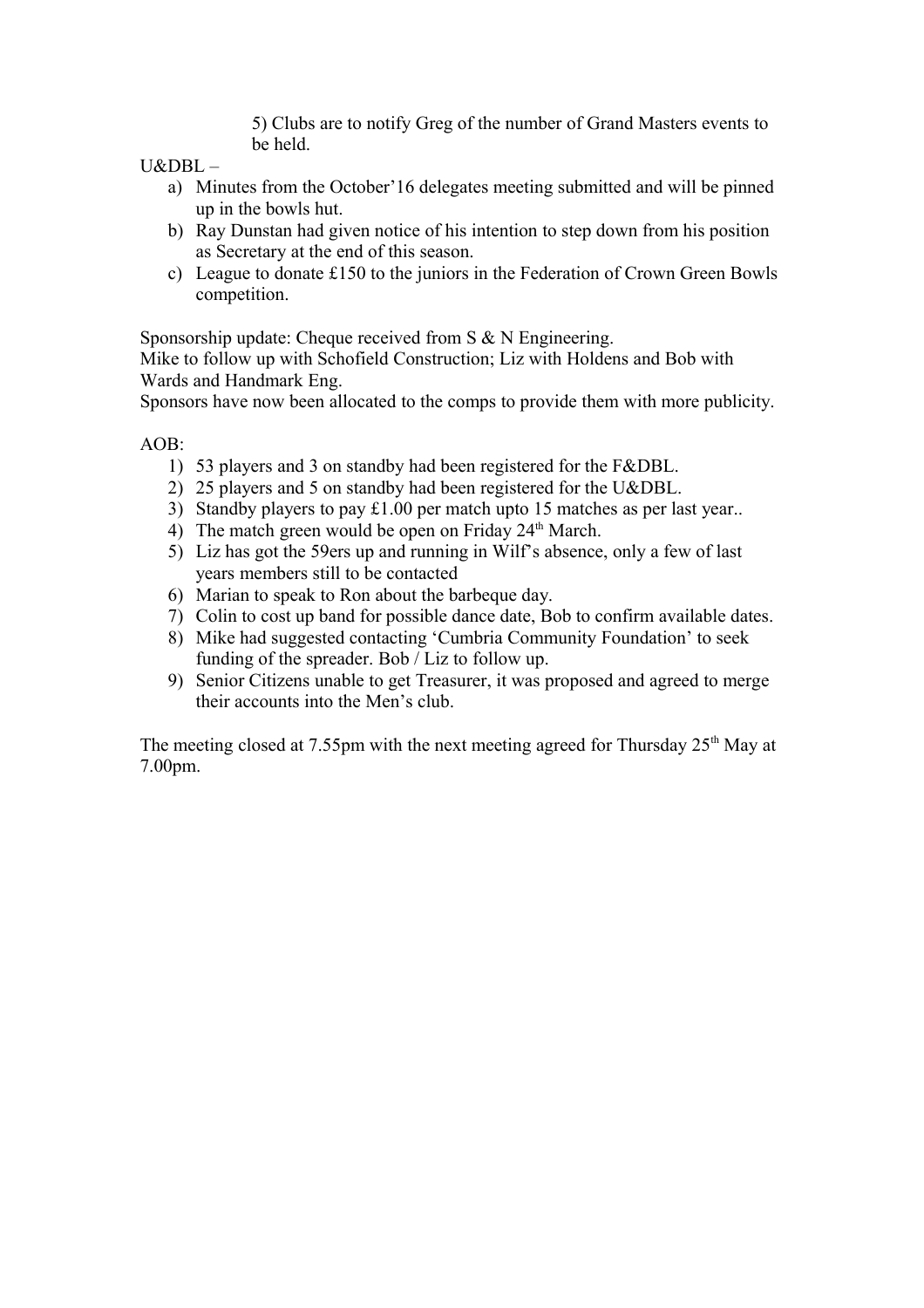5) Clubs are to notify Greg of the number of Grand Masters events to be held.

U&DBL –

a) Minutes from the October'16 delegates meeting submitted and will be pinned up in the bowls hut.
b) Ray Dunstan had given notice of his intention to step down from his position as Secretary at the end of this season.
c) League to donate £150 to the juniors in the Federation of Crown Green Bowls competition.

Sponsorship update: Cheque received from S & N Engineering.
Mike to follow up with Schofield Construction; Liz with Holdens and Bob with Wards and Handmark Eng.
Sponsors have now been allocated to the comps to provide them with more publicity.

AOB:

1) 53 players and 3 on standby had been registered for the F&DBL.
2) 25 players and 5 on standby had been registered for the U&DBL.
3) Standby players to pay £1.00 per match upto 15 matches as per last year..
4) The match green would be open on Friday 24th March.
5) Liz has got the 59ers up and running in Wilf's absence, only a few of last years members still to be contacted
6) Marian to speak to Ron about the barbeque day.
7) Colin to cost up band for possible dance date, Bob to confirm available dates.
8) Mike had suggested contacting 'Cumbria Community Foundation' to seek funding of the spreader. Bob / Liz to follow up.
9) Senior Citizens unable to get Treasurer, it was proposed and agreed to merge their accounts into the Men's club.

The meeting closed at 7.55pm with the next meeting agreed for Thursday 25th May at 7.00pm.